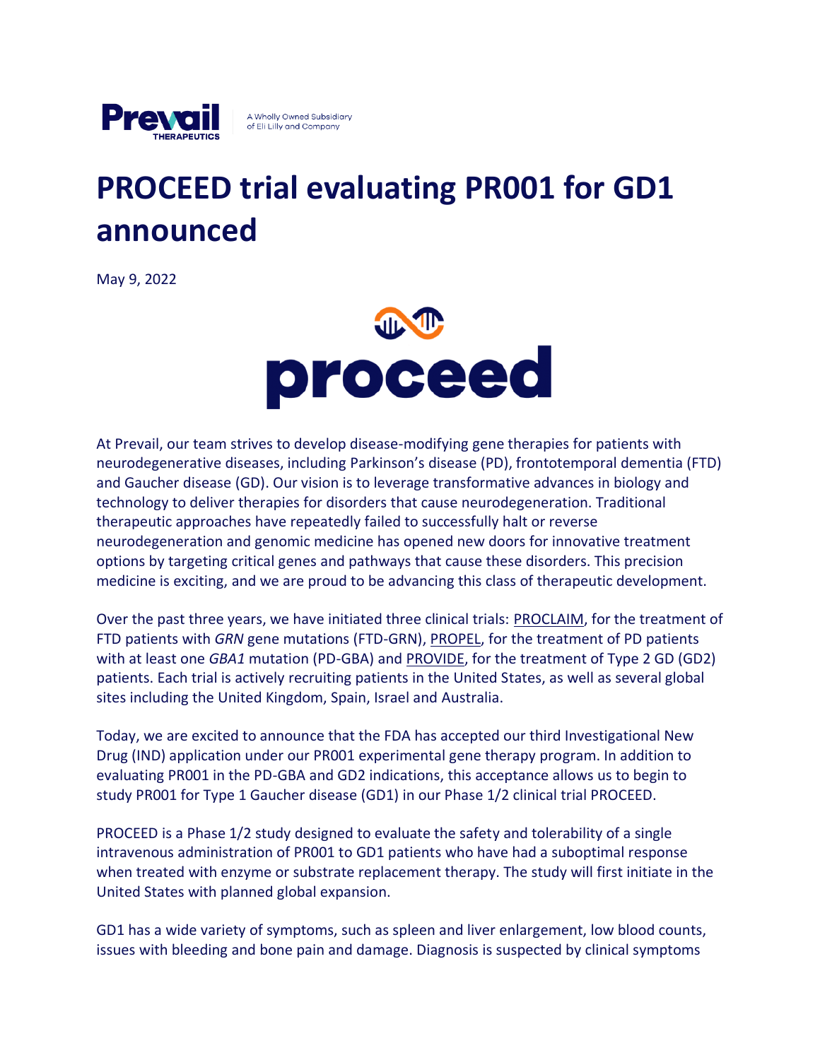Prevail THERAPEUTICS

A Wholly Owned Subsidiary of Eli Lilly and Company

# PROCEED trial evaluating PR001 for GD1 announced

May 9, 2022

proceed

At Prevail, our team strives to develop disease-modifying gene therapies for patients with neurodegenerative diseases, including Parkinson's disease (PD), frontotemporal dementia (FTD) and Gaucher disease (GD). Our vision is to leverage transformative advances in biology and technology to deliver therapies for disorders that cause neurodegeneration. Traditional therapeutic approaches have repeatedly failed to successfully halt or reverse neurodegeneration and genomic medicine has opened new doors for innovative treatment options by targeting critical genes and pathways that cause these disorders. This precision medicine is exciting, and we are proud to be advancing this class of therapeutic development.

Over the past three years, we have initiated three clinical trials: PROCLAIM, for the treatment of FTD patients with *GRN* gene mutations (FTD-GRN), PROPEL, for the treatment of PD patients with at least one *GBA1* mutation (PD-GBA) and PROVIDE, for the treatment of Type 2 GD (GD2) patients. Each trial is actively recruiting patients in the United States, as well as several global sites including the United Kingdom, Spain, Israel and Australia.

Today, we are excited to announce that the FDA has accepted our third Investigational New Drug (IND) application under our PR001 experimental gene therapy program. In addition to evaluating PR001 in the PD-GBA and GD2 indications, this acceptance allows us to begin to study PR001 for Type 1 Gaucher disease (GD1) in our Phase 1/2 clinical trial PROCEED.

PROCEED is a Phase 1/2 study designed to evaluate the safety and tolerability of a single intravenous administration of PR001 to GD1 patients who have had a suboptimal response when treated with enzyme or substrate replacement therapy. The study will first initiate in the United States with planned global expansion.

GD1 has a wide variety of symptoms, such as spleen and liver enlargement, low blood counts, issues with bleeding and bone pain and damage. Diagnosis is suspected by clinical symptoms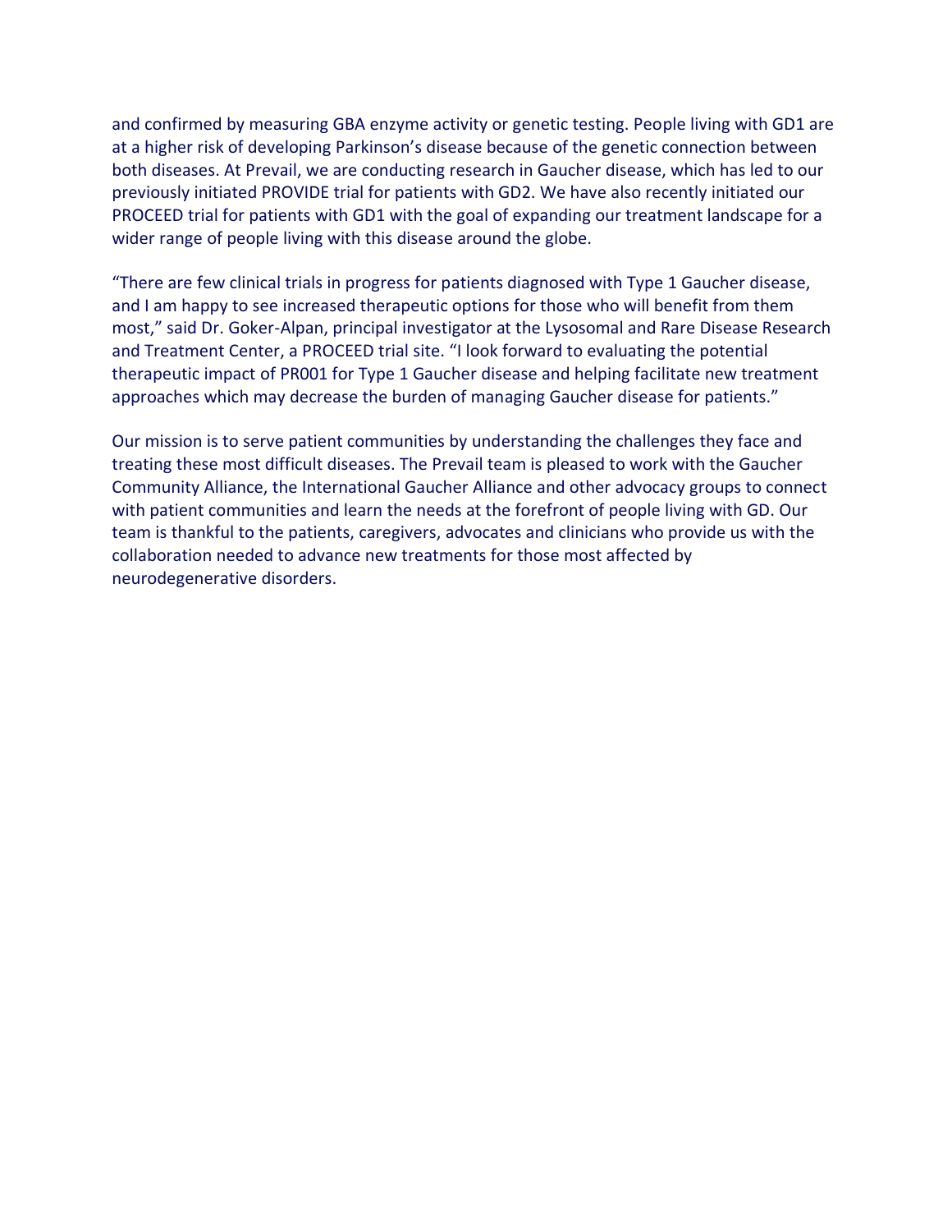and confirmed by measuring GBA enzyme activity or genetic testing. People living with GD1 are at a higher risk of developing Parkinson's disease because of the genetic connection between both diseases. At Prevail, we are conducting research in Gaucher disease, which has led to our previously initiated PROVIDE trial for patients with GD2. We have also recently initiated our PROCEED trial for patients with GD1 with the goal of expanding our treatment landscape for a wider range of people living with this disease around the globe.

"There are few clinical trials in progress for patients diagnosed with Type 1 Gaucher disease, and I am happy to see increased therapeutic options for those who will benefit from them most," said Dr. Goker-Alpan, principal investigator at the Lysosomal and Rare Disease Research and Treatment Center, a PROCEED trial site. "I look forward to evaluating the potential therapeutic impact of PR001 for Type 1 Gaucher disease and helping facilitate new treatment approaches which may decrease the burden of managing Gaucher disease for patients."

Our mission is to serve patient communities by understanding the challenges they face and treating these most difficult diseases. The Prevail team is pleased to work with the Gaucher Community Alliance, the International Gaucher Alliance and other advocacy groups to connect with patient communities and learn the needs at the forefront of people living with GD. Our team is thankful to the patients, caregivers, advocates and clinicians who provide us with the collaboration needed to advance new treatments for those most affected by neurodegenerative disorders.